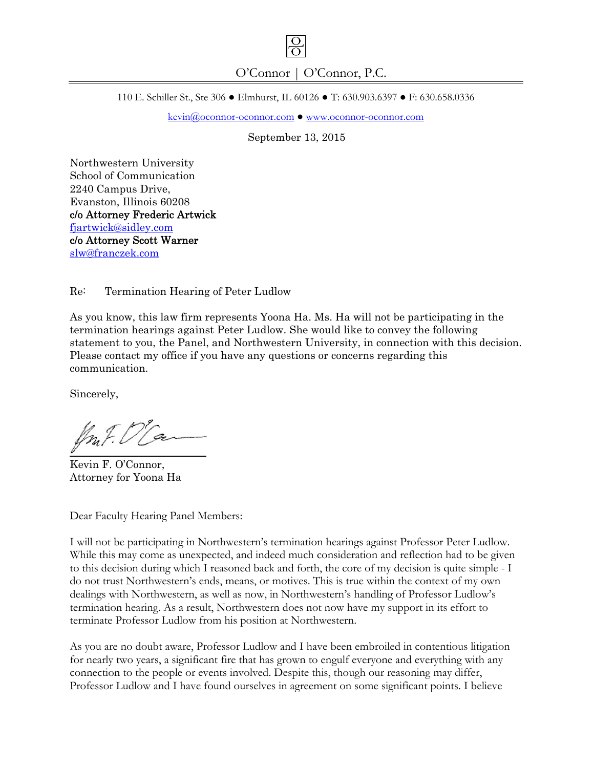O'Connor | O'Connor, P.C.

110 E. Schiller St., Ste 306 ● Elmhurst, IL 60126 ● T: 630.903.6397 ● F: 630.658.0336

kevin@oconnor-oconnor.com ● www.oconnor-oconnor.com

September 13, 2015

Northwestern University
School of Communication
2240 Campus Drive,
Evanston, Illinois 60208
**c/o Attorney Frederic Artwick**
fjartwick@sidley.com
**c/o Attorney Scott Warner**
slw@franczek.com

Re: Termination Hearing of Peter Ludlow

As you know, this law firm represents Yoona Ha. Ms. Ha will not be participating in the termination hearings against Peter Ludlow. She would like to convey the following statement to you, the Panel, and Northwestern University, in connection with this decision. Please contact my office if you have any questions or concerns regarding this communication.

Sincerely,

Kevin F. O'Connor,
Attorney for Yoona Ha

Dear Faculty Hearing Panel Members:

I will not be participating in Northwestern's termination hearings against Professor Peter Ludlow. While this may come as unexpected, and indeed much consideration and reflection had to be given to this decision during which I reasoned back and forth, the core of my decision is quite simple - I do not trust Northwestern's ends, means, or motives. This is true within the context of my own dealings with Northwestern, as well as now, in Northwestern's handling of Professor Ludlow's termination hearing. As a result, Northwestern does not now have my support in its effort to terminate Professor Ludlow from his position at Northwestern.

As you are no doubt aware, Professor Ludlow and I have been embroiled in contentious litigation for nearly two years, a significant fire that has grown to engulf everyone and everything with any connection to the people or events involved. Despite this, though our reasoning may differ, Professor Ludlow and I have found ourselves in agreement on some significant points. I believe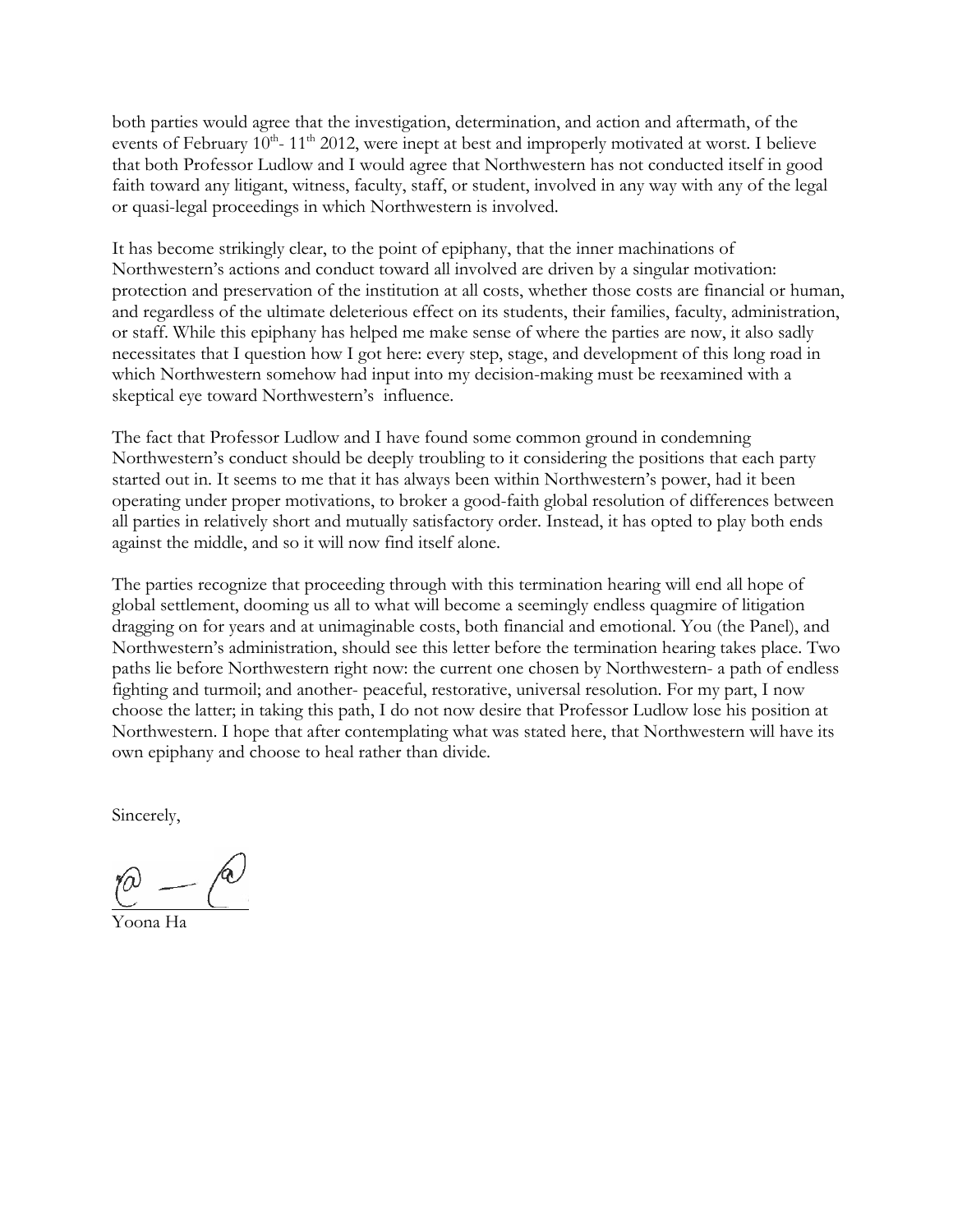both parties would agree that the investigation, determination, and action and aftermath, of the events of February 10th- 11th 2012, were inept at best and improperly motivated at worst. I believe that both Professor Ludlow and I would agree that Northwestern has not conducted itself in good faith toward any litigant, witness, faculty, staff, or student, involved in any way with any of the legal or quasi-legal proceedings in which Northwestern is involved.

It has become strikingly clear, to the point of epiphany, that the inner machinations of Northwestern's actions and conduct toward all involved are driven by a singular motivation: protection and preservation of the institution at all costs, whether those costs are financial or human, and regardless of the ultimate deleterious effect on its students, their families, faculty, administration, or staff. While this epiphany has helped me make sense of where the parties are now, it also sadly necessitates that I question how I got here: every step, stage, and development of this long road in which Northwestern somehow had input into my decision-making must be reexamined with a skeptical eye toward Northwestern's influence.

The fact that Professor Ludlow and I have found some common ground in condemning Northwestern's conduct should be deeply troubling to it considering the positions that each party started out in. It seems to me that it has always been within Northwestern's power, had it been operating under proper motivations, to broker a good-faith global resolution of differences between all parties in relatively short and mutually satisfactory order. Instead, it has opted to play both ends against the middle, and so it will now find itself alone.

The parties recognize that proceeding through with this termination hearing will end all hope of global settlement, dooming us all to what will become a seemingly endless quagmire of litigation dragging on for years and at unimaginable costs, both financial and emotional. You (the Panel), and Northwestern's administration, should see this letter before the termination hearing takes place. Two paths lie before Northwestern right now: the current one chosen by Northwestern- a path of endless fighting and turmoil; and another- peaceful, restorative, universal resolution. For my part, I now choose the latter; in taking this path, I do not now desire that Professor Ludlow lose his position at Northwestern. I hope that after contemplating what was stated here, that Northwestern will have its own epiphany and choose to heal rather than divide.

Sincerely,

Yoona Ha